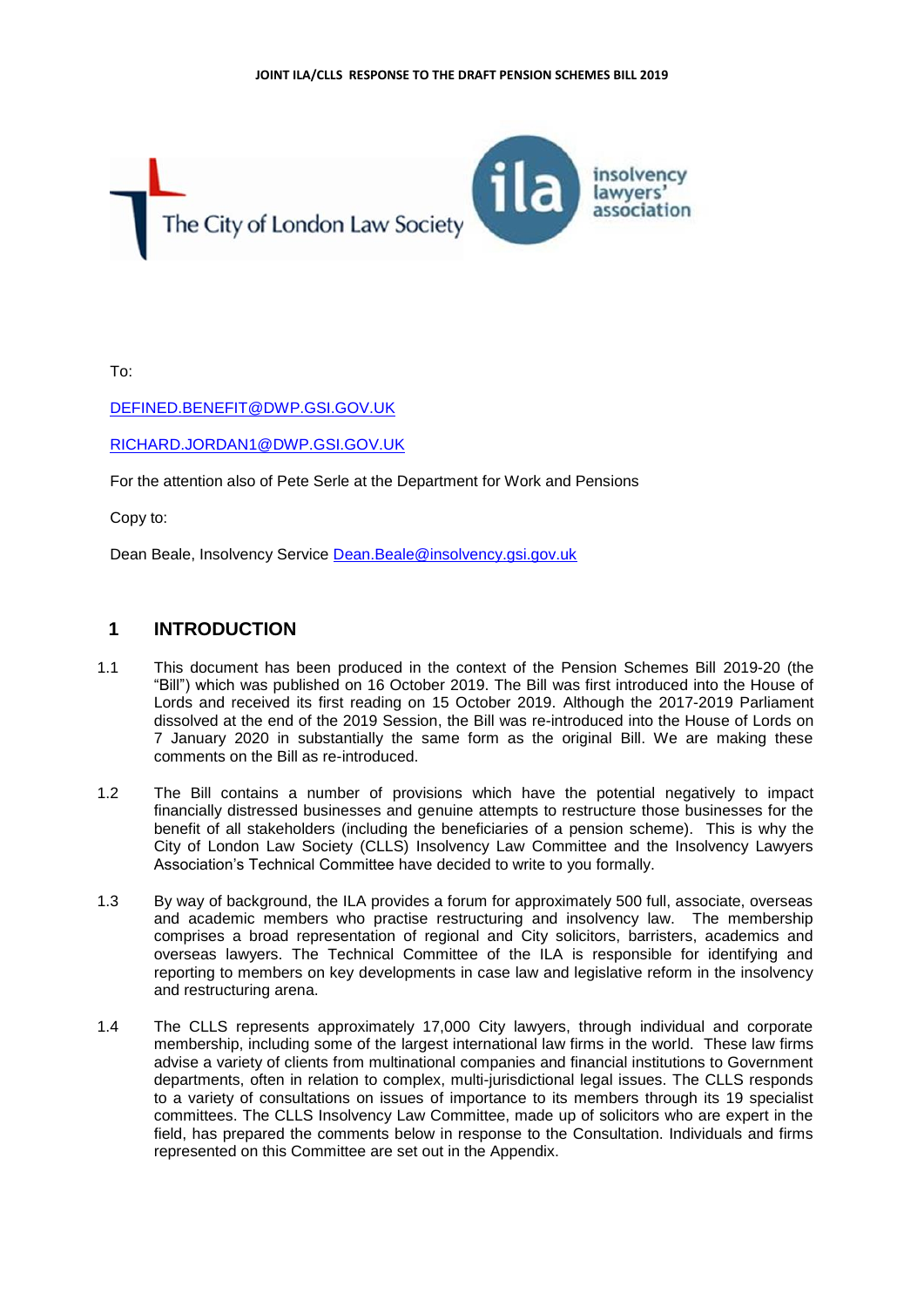**JOINT ILA/CLLS RESPONSE TO THE DRAFT PENSION SCHEMES BILL 2019**

To:

DEFINED.BENEFIT@DWP.GSI.GOV.UK

RICHARD.JORDAN1@DWP.GSI.GOV.UK

For the attention also of Pete Serle at the Department for Work and Pensions

Copy to:

Dean Beale, Insolvency Service Dean.Beale@insolvency.gsi.gov.uk

## 1 INTRODUCTION

1.1 This document has been produced in the context of the Pension Schemes Bill 2019-20 (the "Bill") which was published on 16 October 2019. The Bill was first introduced into the House of Lords and received its first reading on 15 October 2019. Although the 2017-2019 Parliament dissolved at the end of the 2019 Session, the Bill was re-introduced into the House of Lords on 7 January 2020 in substantially the same form as the original Bill. We are making these comments on the Bill as re-introduced.

1.2 The Bill contains a number of provisions which have the potential negatively to impact financially distressed businesses and genuine attempts to restructure those businesses for the benefit of all stakeholders (including the beneficiaries of a pension scheme). This is why the City of London Law Society (CLLS) Insolvency Law Committee and the Insolvency Lawyers Association's Technical Committee have decided to write to you formally.

1.3 By way of background, the ILA provides a forum for approximately 500 full, associate, overseas and academic members who practise restructuring and insolvency law. The membership comprises a broad representation of regional and City solicitors, barristers, academics and overseas lawyers. The Technical Committee of the ILA is responsible for identifying and reporting to members on key developments in case law and legislative reform in the insolvency and restructuring arena.

1.4 The CLLS represents approximately 17,000 City lawyers, through individual and corporate membership, including some of the largest international law firms in the world. These law firms advise a variety of clients from multinational companies and financial institutions to Government departments, often in relation to complex, multi-jurisdictional legal issues. The CLLS responds to a variety of consultations on issues of importance to its members through its 19 specialist committees. The CLLS Insolvency Law Committee, made up of solicitors who are expert in the field, has prepared the comments below in response to the Consultation. Individuals and firms represented on this Committee are set out in the Appendix.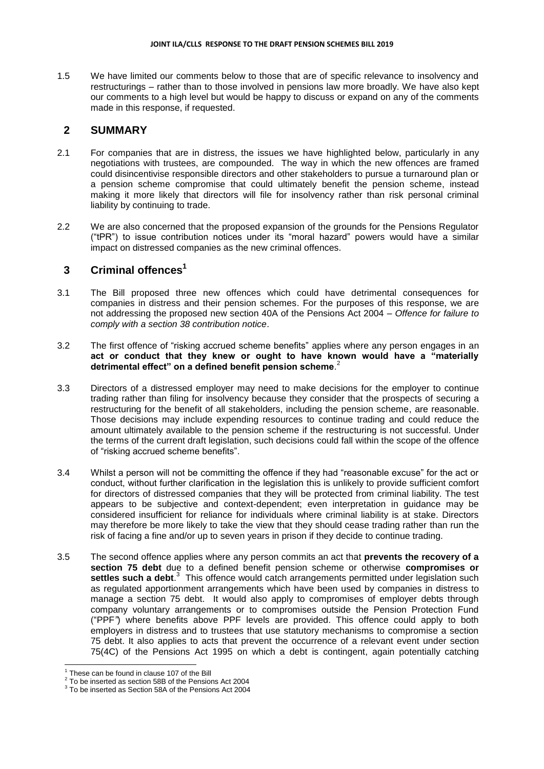1.5 We have limited our comments below to those that are of specific relevance to insolvency and restructurings – rather than to those involved in pensions law more broadly. We have also kept our comments to a high level but would be happy to discuss or expand on any of the comments made in this response, if requested.

## 2 SUMMARY

2.1 For companies that are in distress, the issues we have highlighted below, particularly in any negotiations with trustees, are compounded. The way in which the new offences are framed could disincentivise responsible directors and other stakeholders to pursue a turnaround plan or a pension scheme compromise that could ultimately benefit the pension scheme, instead making it more likely that directors will file for insolvency rather than risk personal criminal liability by continuing to trade.

2.2 We are also concerned that the proposed expansion of the grounds for the Pensions Regulator ("tPR") to issue contribution notices under its "moral hazard" powers would have a similar impact on distressed companies as the new criminal offences.

## 3 Criminal offences[1]

3.1 The Bill proposed three new offences which could have detrimental consequences for companies in distress and their pension schemes. For the purposes of this response, we are not addressing the proposed new section 40A of the Pensions Act 2004 – *Offence for failure to comply with a section 38 contribution notice*.

3.2 The first offence of "risking accrued scheme benefits" applies where any person engages in an **act or conduct that they knew or ought to have known would have a "materially detrimental effect" on a defined benefit pension scheme**.[2]

3.3 Directors of a distressed employer may need to make decisions for the employer to continue trading rather than filing for insolvency because they consider that the prospects of securing a restructuring for the benefit of all stakeholders, including the pension scheme, are reasonable. Those decisions may include expending resources to continue trading and could reduce the amount ultimately available to the pension scheme if the restructuring is not successful. Under the terms of the current draft legislation, such decisions could fall within the scope of the offence of "risking accrued scheme benefits".

3.4 Whilst a person will not be committing the offence if they had "reasonable excuse" for the act or conduct, without further clarification in the legislation this is unlikely to provide sufficient comfort for directors of distressed companies that they will be protected from criminal liability. The test appears to be subjective and context-dependent; even interpretation in guidance may be considered insufficient for reliance for individuals where criminal liability is at stake. Directors may therefore be more likely to take the view that they should cease trading rather than run the risk of facing a fine and/or up to seven years in prison if they decide to continue trading.

3.5 The second offence applies where any person commits an act that **prevents the recovery of a section 75 debt** due to a defined benefit pension scheme or otherwise **compromises or settles such a debt**.[3] This offence would catch arrangements permitted under legislation such as regulated apportionment arrangements which have been used by companies in distress to manage a section 75 debt. It would also apply to compromises of employer debts through company voluntary arrangements or to compromises outside the Pension Protection Fund ("PPF") where benefits above PPF levels are provided. This offence could apply to both employers in distress and to trustees that use statutory mechanisms to compromise a section 75 debt. It also applies to acts that prevent the occurrence of a relevant event under section 75(4C) of the Pensions Act 1995 on which a debt is contingent, again potentially catching

---

[1] These can be found in clause 107 of the Bill

[2] To be inserted as section 58B of the Pensions Act 2004

[3] To be inserted as Section 58A of the Pensions Act 2004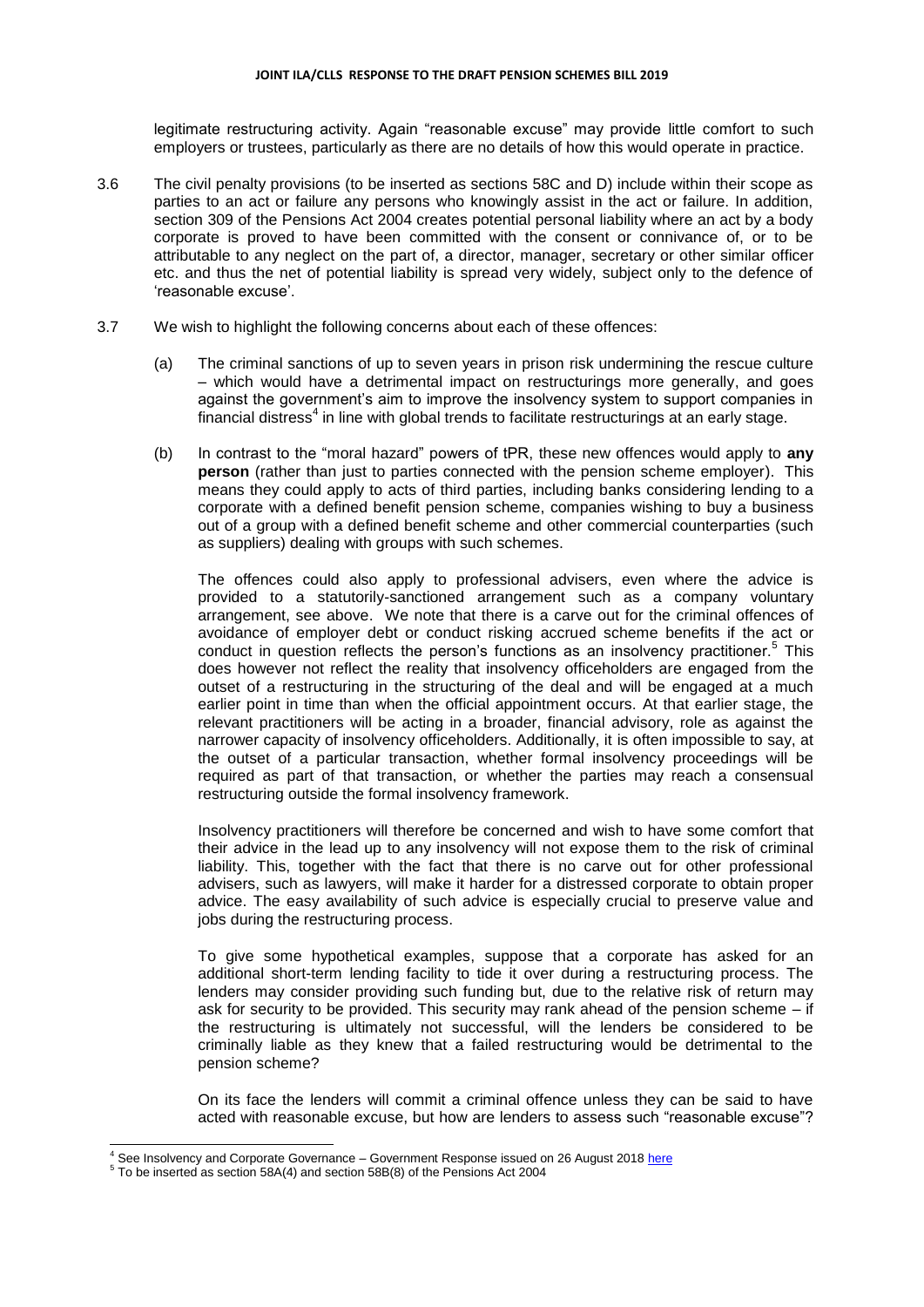legitimate restructuring activity. Again "reasonable excuse" may provide little comfort to such employers or trustees, particularly as there are no details of how this would operate in practice.

3.6 The civil penalty provisions (to be inserted as sections 58C and D) include within their scope as parties to an act or failure any persons who knowingly assist in the act or failure. In addition, section 309 of the Pensions Act 2004 creates potential personal liability where an act by a body corporate is proved to have been committed with the consent or connivance of, or to be attributable to any neglect on the part of, a director, manager, secretary or other similar officer etc. and thus the net of potential liability is spread very widely, subject only to the defence of 'reasonable excuse'.

3.7 We wish to highlight the following concerns about each of these offences:

(a) The criminal sanctions of up to seven years in prison risk undermining the rescue culture – which would have a detrimental impact on restructurings more generally, and goes against the government's aim to improve the insolvency system to support companies in financial distress[4] in line with global trends to facilitate restructurings at an early stage.

(b) In contrast to the "moral hazard" powers of tPR, these new offences would apply to **any person** (rather than just to parties connected with the pension scheme employer). This means they could apply to acts of third parties, including banks considering lending to a corporate with a defined benefit pension scheme, companies wishing to buy a business out of a group with a defined benefit scheme and other commercial counterparties (such as suppliers) dealing with groups with such schemes.

The offences could also apply to professional advisers, even where the advice is provided to a statutorily-sanctioned arrangement such as a company voluntary arrangement, see above. We note that there is a carve out for the criminal offences of avoidance of employer debt or conduct risking accrued scheme benefits if the act or conduct in question reflects the person's functions as an insolvency practitioner.[5] This does however not reflect the reality that insolvency officeholders are engaged from the outset of a restructuring in the structuring of the deal and will be engaged at a much earlier point in time than when the official appointment occurs. At that earlier stage, the relevant practitioners will be acting in a broader, financial advisory, role as against the narrower capacity of insolvency officeholders. Additionally, it is often impossible to say, at the outset of a particular transaction, whether formal insolvency proceedings will be required as part of that transaction, or whether the parties may reach a consensual restructuring outside the formal insolvency framework.

Insolvency practitioners will therefore be concerned and wish to have some comfort that their advice in the lead up to any insolvency will not expose them to the risk of criminal liability. This, together with the fact that there is no carve out for other professional advisers, such as lawyers, will make it harder for a distressed corporate to obtain proper advice. The easy availability of such advice is especially crucial to preserve value and jobs during the restructuring process.

To give some hypothetical examples, suppose that a corporate has asked for an additional short-term lending facility to tide it over during a restructuring process. The lenders may consider providing such funding but, due to the relative risk of return may ask for security to be provided. This security may rank ahead of the pension scheme – if the restructuring is ultimately not successful, will the lenders be considered to be criminally liable as they knew that a failed restructuring would be detrimental to the pension scheme?

On its face the lenders will commit a criminal offence unless they can be said to have acted with reasonable excuse, but how are lenders to assess such "reasonable excuse"?

---

[4] See Insolvency and Corporate Governance – Government Response issued on 26 August 2018 here

[5] To be inserted as section 58A(4) and section 58B(8) of the Pensions Act 2004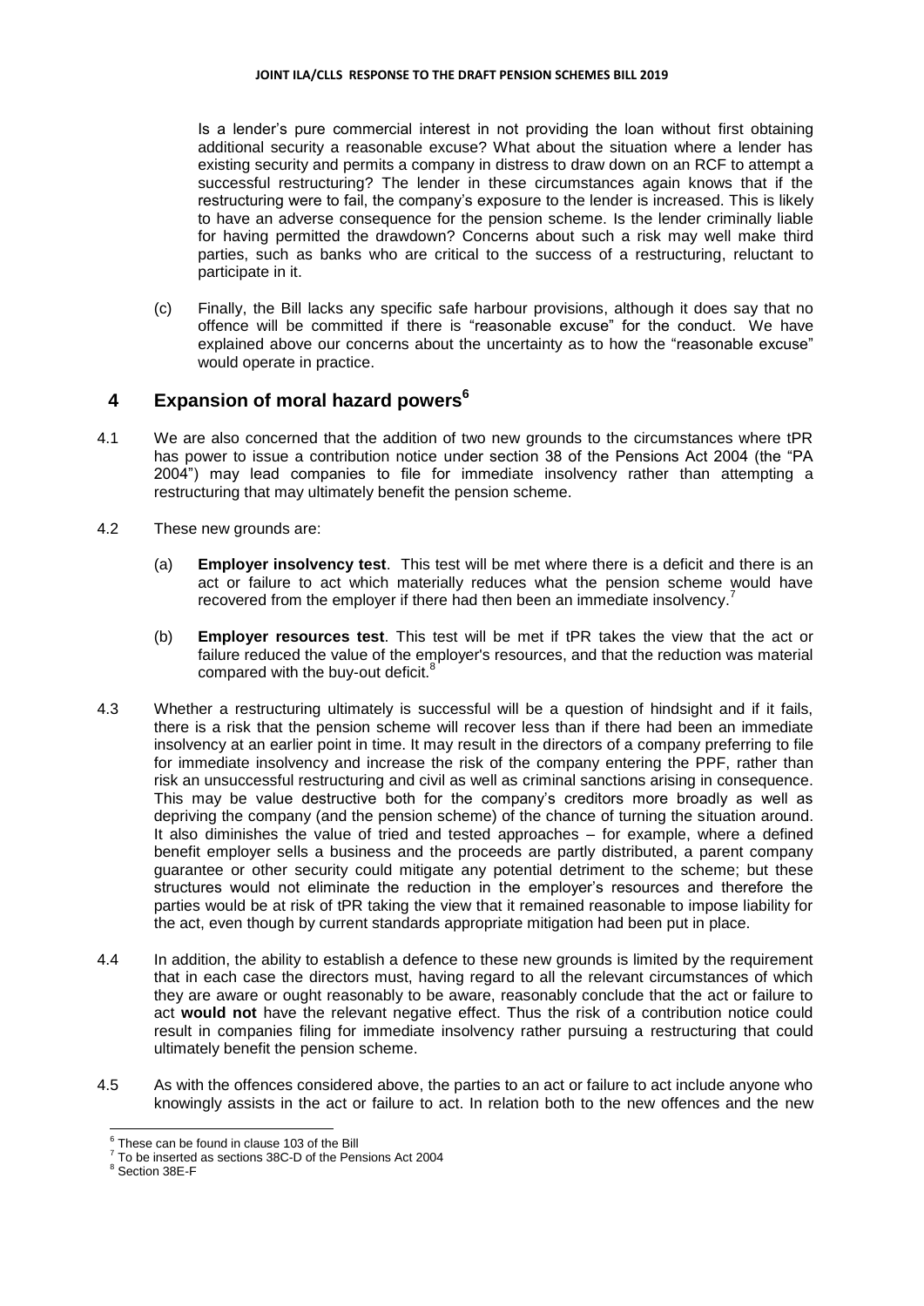Is a lender's pure commercial interest in not providing the loan without first obtaining additional security a reasonable excuse? What about the situation where a lender has existing security and permits a company in distress to draw down on an RCF to attempt a successful restructuring? The lender in these circumstances again knows that if the restructuring were to fail, the company's exposure to the lender is increased. This is likely to have an adverse consequence for the pension scheme. Is the lender criminally liable for having permitted the drawdown? Concerns about such a risk may well make third parties, such as banks who are critical to the success of a restructuring, reluctant to participate in it.

(c) Finally, the Bill lacks any specific safe harbour provisions, although it does say that no offence will be committed if there is "reasonable excuse" for the conduct. We have explained above our concerns about the uncertainty as to how the "reasonable excuse" would operate in practice.

## 4 Expansion of moral hazard powers[6]

4.1 We are also concerned that the addition of two new grounds to the circumstances where tPR has power to issue a contribution notice under section 38 of the Pensions Act 2004 (the "PA 2004") may lead companies to file for immediate insolvency rather than attempting a restructuring that may ultimately benefit the pension scheme.

4.2 These new grounds are:

(a) **Employer insolvency test**. This test will be met where there is a deficit and there is an act or failure to act which materially reduces what the pension scheme would have recovered from the employer if there had then been an immediate insolvency.[7]

(b) **Employer resources test**. This test will be met if tPR takes the view that the act or failure reduced the value of the employer's resources, and that the reduction was material compared with the buy-out deficit.[8]

4.3 Whether a restructuring ultimately is successful will be a question of hindsight and if it fails, there is a risk that the pension scheme will recover less than if there had been an immediate insolvency at an earlier point in time. It may result in the directors of a company preferring to file for immediate insolvency and increase the risk of the company entering the PPF, rather than risk an unsuccessful restructuring and civil as well as criminal sanctions arising in consequence. This may be value destructive both for the company's creditors more broadly as well as depriving the company (and the pension scheme) of the chance of turning the situation around. It also diminishes the value of tried and tested approaches – for example, where a defined benefit employer sells a business and the proceeds are partly distributed, a parent company guarantee or other security could mitigate any potential detriment to the scheme; but these structures would not eliminate the reduction in the employer's resources and therefore the parties would be at risk of tPR taking the view that it remained reasonable to impose liability for the act, even though by current standards appropriate mitigation had been put in place.

4.4 In addition, the ability to establish a defence to these new grounds is limited by the requirement that in each case the directors must, having regard to all the relevant circumstances of which they are aware or ought reasonably to be aware, reasonably conclude that the act or failure to act **would not** have the relevant negative effect. Thus the risk of a contribution notice could result in companies filing for immediate insolvency rather pursuing a restructuring that could ultimately benefit the pension scheme.

4.5 As with the offences considered above, the parties to an act or failure to act include anyone who knowingly assists in the act or failure to act. In relation both to the new offences and the new

[6] These can be found in clause 103 of the Bill

[7] To be inserted as sections 38C-D of the Pensions Act 2004

[8] Section 38E-F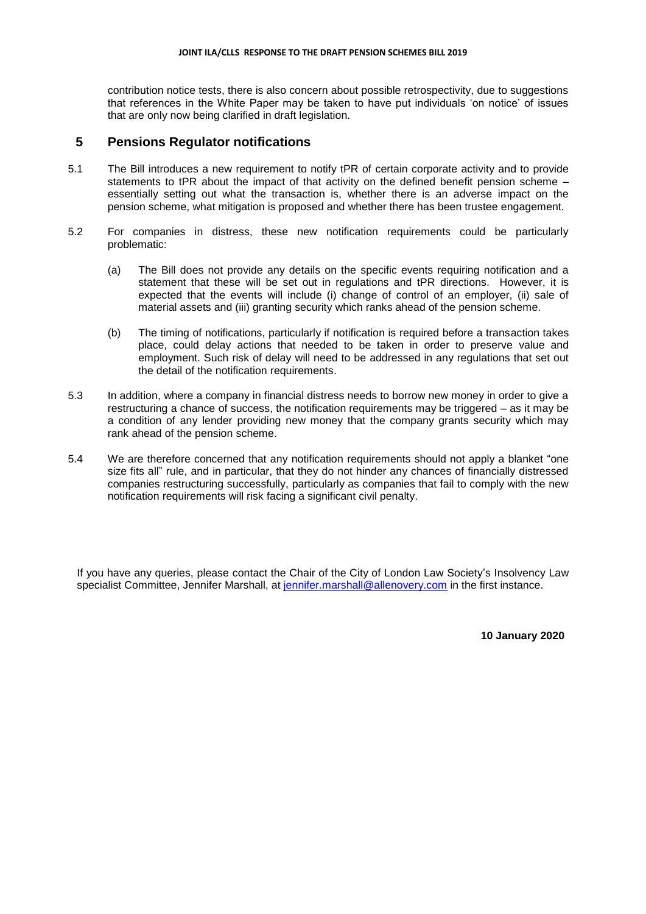contribution notice tests, there is also concern about possible retrospectivity, due to suggestions that references in the White Paper may be taken to have put individuals 'on notice' of issues that are only now being clarified in draft legislation.

## 5 Pensions Regulator notifications

5.1 The Bill introduces a new requirement to notify tPR of certain corporate activity and to provide statements to tPR about the impact of that activity on the defined benefit pension scheme – essentially setting out what the transaction is, whether there is an adverse impact on the pension scheme, what mitigation is proposed and whether there has been trustee engagement.

5.2 For companies in distress, these new notification requirements could be particularly problematic:

(a) The Bill does not provide any details on the specific events requiring notification and a statement that these will be set out in regulations and tPR directions. However, it is expected that the events will include (i) change of control of an employer, (ii) sale of material assets and (iii) granting security which ranks ahead of the pension scheme.

(b) The timing of notifications, particularly if notification is required before a transaction takes place, could delay actions that needed to be taken in order to preserve value and employment. Such risk of delay will need to be addressed in any regulations that set out the detail of the notification requirements.

5.3 In addition, where a company in financial distress needs to borrow new money in order to give a restructuring a chance of success, the notification requirements may be triggered – as it may be a condition of any lender providing new money that the company grants security which may rank ahead of the pension scheme.

5.4 We are therefore concerned that any notification requirements should not apply a blanket "one size fits all" rule, and in particular, that they do not hinder any chances of financially distressed companies restructuring successfully, particularly as companies that fail to comply with the new notification requirements will risk facing a significant civil penalty.

If you have any queries, please contact the Chair of the City of London Law Society's Insolvency Law specialist Committee, Jennifer Marshall, at jennifer.marshall@allenovery.com in the first instance.

**10 January 2020**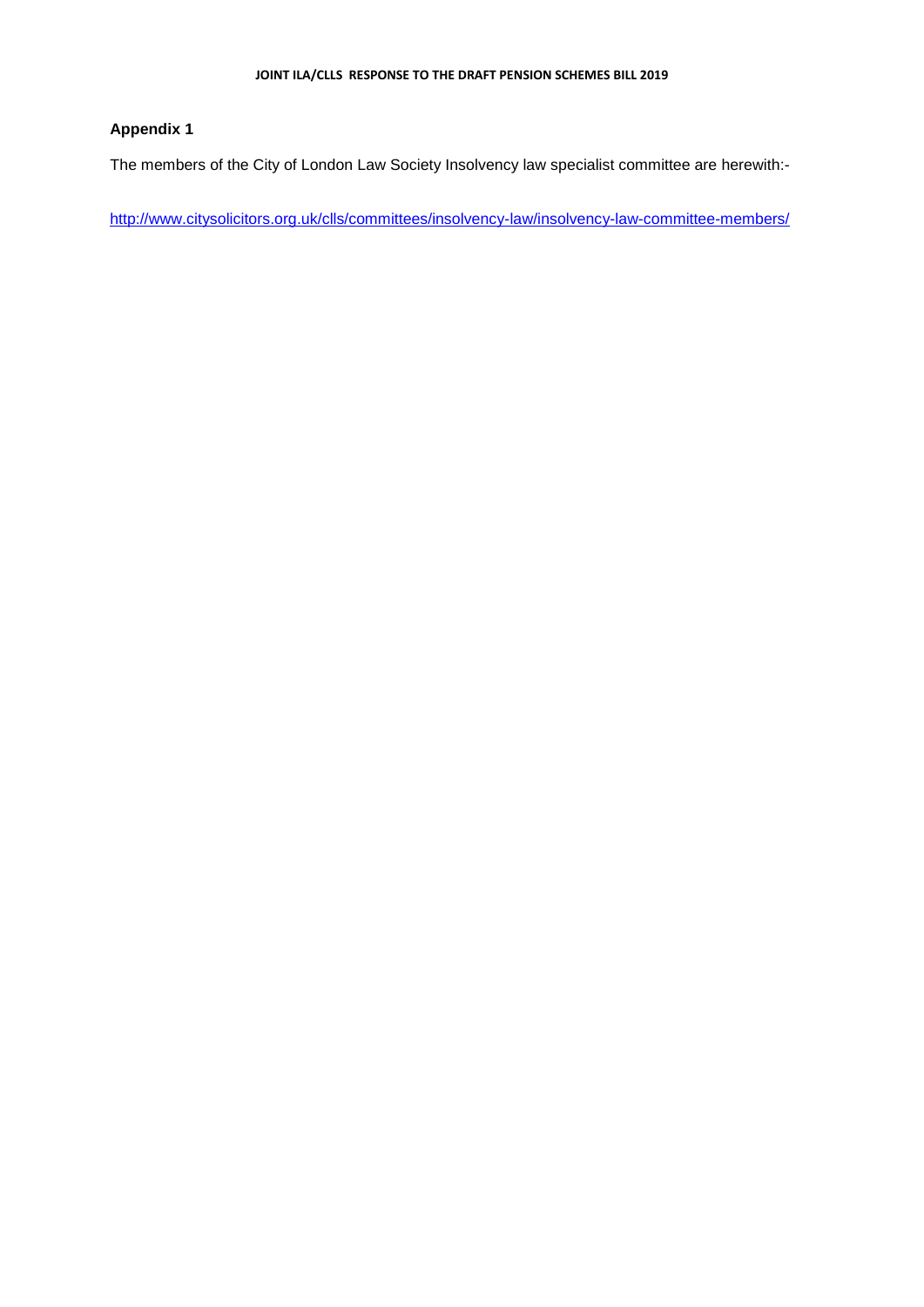## Appendix 1

The members of the City of London Law Society Insolvency law specialist committee are herewith:-

http://www.citysolicitors.org.uk/clls/committees/insolvency-law/insolvency-law-committee-members/